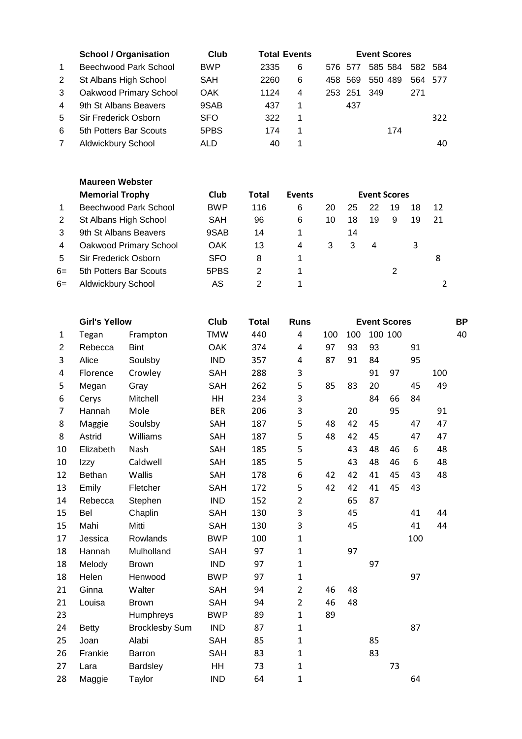| | School / Organisation | Club | Total | Events | Event Scores | | | | | |
|---|---|---|---|---|---|---|---|---|---|---|
| 1 | Beechwood Park School | BWP | 2335 | 6 | 576 | 577 | 585 | 584 | 582 | 584 |
| 2 | St Albans High School | SAH | 2260 | 6 | 458 | 569 | 550 | 489 | 564 | 577 |
| 3 | Oakwood Primary School | OAK | 1124 | 4 | 253 | 251 | 349 | | 271 | |
| 4 | 9th St Albans Beavers | 9SAB | 437 | 1 | | 437 | | | | |
| 5 | Sir Frederick Osborn | SFO | 322 | 1 | | | | | | 322 |
| 6 | 5th Potters Bar Scouts | 5PBS | 174 | 1 | | | | 174 | | |
| 7 | Aldwickbury School | ALD | 40 | 1 | | | | | | 40 |

| | Maureen Webster Memorial Trophy | Club | Total | Events | Event Scores | | | | | |
|---|---|---|---|---|---|---|---|---|---|---|
| 1 | Beechwood Park School | BWP | 116 | 6 | 20 | 25 | 22 | 19 | 18 | 12 |
| 2 | St Albans High School | SAH | 96 | 6 | 10 | 18 | 19 | 9 | 19 | 21 |
| 3 | 9th St Albans Beavers | 9SAB | 14 | 1 | | 14 | | | | |
| 4 | Oakwood Primary School | OAK | 13 | 4 | 3 | 3 | 4 | | 3 | |
| 5 | Sir Frederick Osborn | SFO | 8 | 1 | | | | | | 8 |
| 6= | 5th Potters Bar Scouts | 5PBS | 2 | 1 | | | | 2 | | |
| 6= | Aldwickbury School | AS | 2 | 1 | | | | | | 2 |

| | Girl's Yellow | | Club | Total | Runs | Event Scores | | | | | | BP |
|---|---|---|---|---|---|---|---|---|---|---|---|---|
| 1 | Tegan | Frampton | TMW | 440 | 4 | 100 | 100 | 100 | 100 | | | 40 |
| 2 | Rebecca | Bint | OAK | 374 | 4 | 97 | 93 | 93 | | 91 | | |
| 3 | Alice | Soulsby | IND | 357 | 4 | 87 | 91 | 84 | | 95 | | |
| 4 | Florence | Crowley | SAH | 288 | 3 | | | 91 | 97 | | 100 | |
| 5 | Megan | Gray | SAH | 262 | 5 | 85 | 83 | 20 | | 45 | 49 | |
| 6 | Cerys | Mitchell | HH | 234 | 3 | | | 84 | 66 | 84 | | |
| 7 | Hannah | Mole | BER | 206 | 3 | | 20 | | 95 | | 91 | |
| 8 | Maggie | Soulsby | SAH | 187 | 5 | 48 | 42 | 45 | | 47 | 47 | |
| 8 | Astrid | Williams | SAH | 187 | 5 | 48 | 42 | 45 | | 47 | 47 | |
| 10 | Elizabeth | Nash | SAH | 185 | 5 | | 43 | 48 | 46 | 6 | 48 | |
| 10 | Izzy | Caldwell | SAH | 185 | 5 | | 43 | 48 | 46 | 6 | 48 | |
| 12 | Bethan | Wallis | SAH | 178 | 6 | 42 | 42 | 41 | 45 | 43 | 48 | |
| 13 | Emily | Fletcher | SAH | 172 | 5 | 42 | 42 | 41 | 45 | 43 | | |
| 14 | Rebecca | Stephen | IND | 152 | 2 | | 65 | 87 | | | | |
| 15 | Bel | Chaplin | SAH | 130 | 3 | | 45 | | | 41 | 44 | |
| 15 | Mahi | Mitti | SAH | 130 | 3 | | 45 | | | 41 | 44 | |
| 17 | Jessica | Rowlands | BWP | 100 | 1 | | | | | 100 | | |
| 18 | Hannah | Mulholland | SAH | 97 | 1 | | 97 | | | | | |
| 18 | Melody | Brown | IND | 97 | 1 | | | 97 | | | | |
| 18 | Helen | Henwood | BWP | 97 | 1 | | | | | 97 | | |
| 21 | Ginna | Walter | SAH | 94 | 2 | 46 | 48 | | | | | |
| 21 | Louisa | Brown | SAH | 94 | 2 | 46 | 48 | | | | | |
| 23 | | Humphreys | BWP | 89 | 1 | 89 | | | | | | |
| 24 | Betty | Brocklesby Sum | IND | 87 | 1 | | | | | 87 | | |
| 25 | Joan | Alabi | SAH | 85 | 1 | | | 85 | | | | |
| 26 | Frankie | Barron | SAH | 83 | 1 | | | 83 | | | | |
| 27 | Lara | Bardsley | HH | 73 | 1 | | | | 73 | | | |
| 28 | Maggie | Taylor | IND | 64 | 1 | | | | | 64 | | |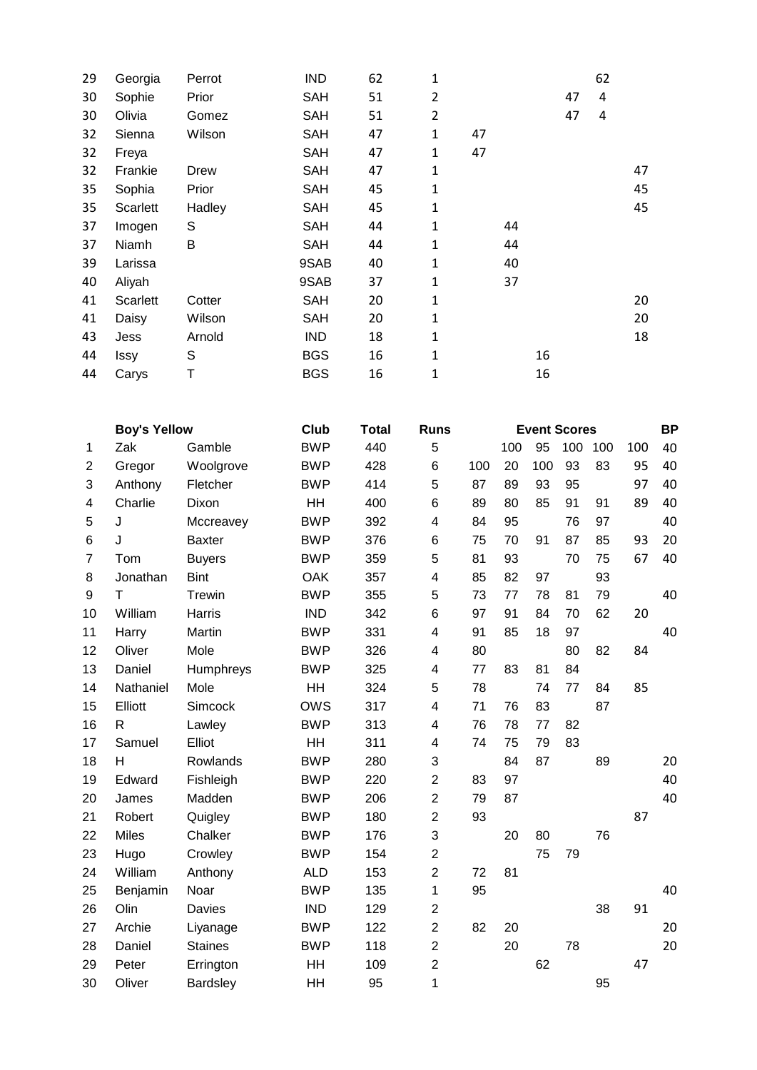| | | | | | | | | | | | | |
|---|---|---|---|---|---|---|---|---|---|---|---|---|
| 29 | Georgia | Perrot | IND | 62 | 1 | | | | | 62 | | |
| 30 | Sophie | Prior | SAH | 51 | 2 | | | | 47 | 4 | | |
| 30 | Olivia | Gomez | SAH | 51 | 2 | | | | 47 | 4 | | |
| 32 | Sienna | Wilson | SAH | 47 | 1 | 47 | | | | | | |
| 32 | Freya | | SAH | 47 | 1 | 47 | | | | | | |
| 32 | Frankie | Drew | SAH | 47 | 1 | | | | | | 47 | |
| 35 | Sophia | Prior | SAH | 45 | 1 | | | | | | 45 | |
| 35 | Scarlett | Hadley | SAH | 45 | 1 | | | | | | 45 | |
| 37 | Imogen | S | SAH | 44 | 1 | | 44 | | | | | |
| 37 | Niamh | B | SAH | 44 | 1 | | 44 | | | | | |
| 39 | Larissa | | 9SAB | 40 | 1 | | 40 | | | | | |
| 40 | Aliyah | | 9SAB | 37 | 1 | | 37 | | | | | |
| 41 | Scarlett | Cotter | SAH | 20 | 1 | | | | | | 20 | |
| 41 | Daisy | Wilson | SAH | 20 | 1 | | | | | | 20 | |
| 43 | Jess | Arnold | IND | 18 | 1 | | | | | | 18 | |
| 44 | Issy | S | BGS | 16 | 1 | | | 16 | | | | |
| 44 | Carys | T | BGS | 16 | 1 | | | 16 | | | | |

| | **Boy's Yellow** | | **Club** | **Total** | **Runs** | | | **Event Scores** | | | | **BP** |
|---|---|---|---|---|---|---|---|---|---|---|---|---|
| 1 | Zak | Gamble | BWP | 440 | 5 | | 100 | 95 | 100 | 100 | 100 | 40 |
| 2 | Gregor | Woolgrove | BWP | 428 | 6 | 100 | 20 | 100 | 93 | 83 | 95 | 40 |
| 3 | Anthony | Fletcher | BWP | 414 | 5 | 87 | 89 | 93 | 95 | | 97 | 40 |
| 4 | Charlie | Dixon | HH | 400 | 6 | 89 | 80 | 85 | 91 | 91 | 89 | 40 |
| 5 | J | Mccreavey | BWP | 392 | 4 | 84 | 95 | | 76 | 97 | | 40 |
| 6 | J | Baxter | BWP | 376 | 6 | 75 | 70 | 91 | 87 | 85 | 93 | 20 |
| 7 | Tom | Buyers | BWP | 359 | 5 | 81 | 93 | | 70 | 75 | 67 | 40 |
| 8 | Jonathan | Bint | OAK | 357 | 4 | 85 | 82 | 97 | | 93 | | |
| 9 | T | Trewin | BWP | 355 | 5 | 73 | 77 | 78 | 81 | 79 | | 40 |
| 10 | William | Harris | IND | 342 | 6 | 97 | 91 | 84 | 70 | 62 | 20 | |
| 11 | Harry | Martin | BWP | 331 | 4 | 91 | 85 | 18 | 97 | | | 40 |
| 12 | Oliver | Mole | BWP | 326 | 4 | 80 | | | 80 | 82 | 84 | |
| 13 | Daniel | Humphreys | BWP | 325 | 4 | 77 | 83 | 81 | 84 | | | |
| 14 | Nathaniel | Mole | HH | 324 | 5 | 78 | | 74 | 77 | 84 | 85 | |
| 15 | Elliott | Simcock | OWS | 317 | 4 | 71 | 76 | 83 | | 87 | | |
| 16 | R | Lawley | BWP | 313 | 4 | 76 | 78 | 77 | 82 | | | |
| 17 | Samuel | Elliot | HH | 311 | 4 | 74 | 75 | 79 | 83 | | | |
| 18 | H | Rowlands | BWP | 280 | 3 | | 84 | 87 | | 89 | | 20 |
| 19 | Edward | Fishleigh | BWP | 220 | 2 | 83 | 97 | | | | | 40 |
| 20 | James | Madden | BWP | 206 | 2 | 79 | 87 | | | | | 40 |
| 21 | Robert | Quigley | BWP | 180 | 2 | 93 | | | | | 87 | |
| 22 | Miles | Chalker | BWP | 176 | 3 | | 20 | 80 | | 76 | | |
| 23 | Hugo | Crowley | BWP | 154 | 2 | | | 75 | 79 | | | |
| 24 | William | Anthony | ALD | 153 | 2 | 72 | 81 | | | | | |
| 25 | Benjamin | Noar | BWP | 135 | 1 | 95 | | | | | | 40 |
| 26 | Olin | Davies | IND | 129 | 2 | | | | | 38 | 91 | |
| 27 | Archie | Liyanage | BWP | 122 | 2 | 82 | 20 | | | | | 20 |
| 28 | Daniel | Staines | BWP | 118 | 2 | | 20 | | 78 | | | 20 |
| 29 | Peter | Errington | HH | 109 | 2 | | | 62 | | | 47 | |
| 30 | Oliver | Bardsley | HH | 95 | 1 | | | | | 95 | | |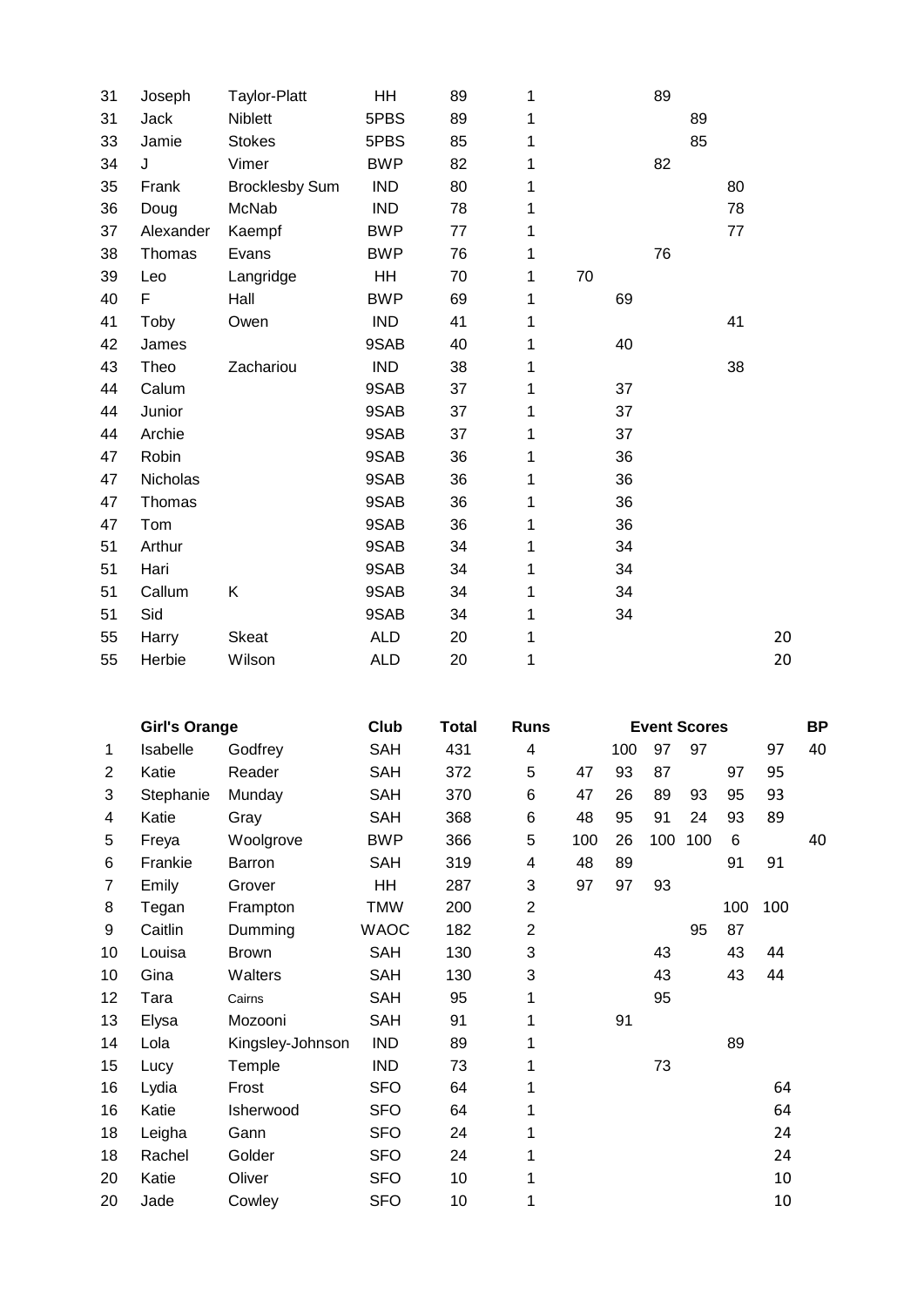| | | | | | | | | | | | | |
|---|---|---|---|---|---|---|---|---|---|---|---|---|
| 31 | Joseph | Taylor-Platt | HH | 89 | 1 | | | 89 | | | | |
| 31 | Jack | Niblett | 5PBS | 89 | 1 | | | | 89 | | | |
| 33 | Jamie | Stokes | 5PBS | 85 | 1 | | | | 85 | | | |
| 34 | J | Vimer | BWP | 82 | 1 | | | 82 | | | | |
| 35 | Frank | Brocklesby Sum | IND | 80 | 1 | | | | | 80 | | |
| 36 | Doug | McNab | IND | 78 | 1 | | | | | 78 | | |
| 37 | Alexander | Kaempf | BWP | 77 | 1 | | | | | 77 | | |
| 38 | Thomas | Evans | BWP | 76 | 1 | | | 76 | | | | |
| 39 | Leo | Langridge | HH | 70 | 1 | 70 | | | | | | |
| 40 | F | Hall | BWP | 69 | 1 | | 69 | | | | | |
| 41 | Toby | Owen | IND | 41 | 1 | | | | | 41 | | |
| 42 | James | | 9SAB | 40 | 1 | | 40 | | | | | |
| 43 | Theo | Zachariou | IND | 38 | 1 | | | | | 38 | | |
| 44 | Calum | | 9SAB | 37 | 1 | | 37 | | | | | |
| 44 | Junior | | 9SAB | 37 | 1 | | 37 | | | | | |
| 44 | Archie | | 9SAB | 37 | 1 | | 37 | | | | | |
| 47 | Robin | | 9SAB | 36 | 1 | | 36 | | | | | |
| 47 | Nicholas | | 9SAB | 36 | 1 | | 36 | | | | | |
| 47 | Thomas | | 9SAB | 36 | 1 | | 36 | | | | | |
| 47 | Tom | | 9SAB | 36 | 1 | | 36 | | | | | |
| 51 | Arthur | | 9SAB | 34 | 1 | | 34 | | | | | |
| 51 | Hari | | 9SAB | 34 | 1 | | 34 | | | | | |
| 51 | Callum | K | 9SAB | 34 | 1 | | 34 | | | | | |
| 51 | Sid | | 9SAB | 34 | 1 | | 34 | | | | | |
| 55 | Harry | Skeat | ALD | 20 | 1 | | | | | | 20 | |
| 55 | Herbie | Wilson | ALD | 20 | 1 | | | | | | 20 | |

| | **Girl's Orange** | | **Club** | **Total** | **Runs** | | | **Event Scores** | | | | **BP** |
|---|---|---|---|---|---|---|---|---|---|---|---|---|
| 1 | Isabelle | Godfrey | SAH | 431 | 4 | | 100 | 97 | 97 | | 97 | 40 |
| 2 | Katie | Reader | SAH | 372 | 5 | 47 | 93 | 87 | | 97 | 95 | |
| 3 | Stephanie | Munday | SAH | 370 | 6 | 47 | 26 | 89 | 93 | 95 | 93 | |
| 4 | Katie | Gray | SAH | 368 | 6 | 48 | 95 | 91 | 24 | 93 | 89 | |
| 5 | Freya | Woolgrove | BWP | 366 | 5 | 100 | 26 | 100 | 100 | 6 | | 40 |
| 6 | Frankie | Barron | SAH | 319 | 4 | 48 | 89 | | | 91 | 91 | |
| 7 | Emily | Grover | HH | 287 | 3 | 97 | 97 | 93 | | | | |
| 8 | Tegan | Frampton | TMW | 200 | 2 | | | | | 100 | 100 | |
| 9 | Caitlin | Dumming | WAOC | 182 | 2 | | | | 95 | 87 | | |
| 10 | Louisa | Brown | SAH | 130 | 3 | | | 43 | | 43 | 44 | |
| 10 | Gina | Walters | SAH | 130 | 3 | | | 43 | | 43 | 44 | |
| 12 | Tara | Cairns | SAH | 95 | 1 | | | 95 | | | | |
| 13 | Elysa | Mozooni | SAH | 91 | 1 | | 91 | | | | | |
| 14 | Lola | Kingsley-Johnson | IND | 89 | 1 | | | | | 89 | | |
| 15 | Lucy | Temple | IND | 73 | 1 | | | 73 | | | | |
| 16 | Lydia | Frost | SFO | 64 | 1 | | | | | | 64 | |
| 16 | Katie | Isherwood | SFO | 64 | 1 | | | | | | 64 | |
| 18 | Leigha | Gann | SFO | 24 | 1 | | | | | | 24 | |
| 18 | Rachel | Golder | SFO | 24 | 1 | | | | | | 24 | |
| 20 | Katie | Oliver | SFO | 10 | 1 | | | | | | 10 | |
| 20 | Jade | Cowley | SFO | 10 | 1 | | | | | | 10 | |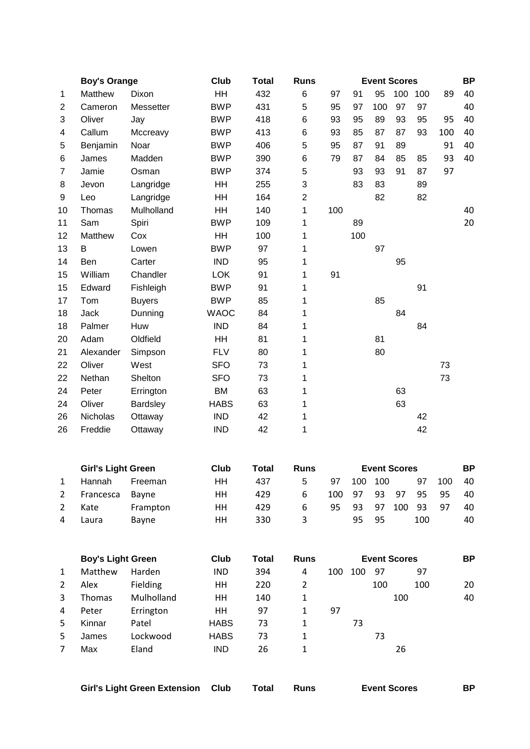| | Boy's Orange | | Club | Total | Runs | | | Event Scores | | | | BP |
|---|---|---|---|---|---|---|---|---|---|---|---|---|
| 1 | Matthew | Dixon | HH | 432 | 6 | 97 | 91 | 95 | 100 | 100 | 89 | 40 |
| 2 | Cameron | Messetter | BWP | 431 | 5 | 95 | 97 | 100 | 97 | 97 | | 40 |
| 3 | Oliver | Jay | BWP | 418 | 6 | 93 | 95 | 89 | 93 | 95 | 95 | 40 |
| 4 | Callum | Mccreavy | BWP | 413 | 6 | 93 | 85 | 87 | 87 | 93 | 100 | 40 |
| 5 | Benjamin | Noar | BWP | 406 | 5 | 95 | 87 | 91 | 89 | | 91 | 40 |
| 6 | James | Madden | BWP | 390 | 6 | 79 | 87 | 84 | 85 | 85 | 93 | 40 |
| 7 | Jamie | Osman | BWP | 374 | 5 | | 93 | 93 | 91 | 87 | 97 | |
| 8 | Jevon | Langridge | HH | 255 | 3 | | 83 | 83 | | 89 | | |
| 9 | Leo | Langridge | HH | 164 | 2 | | | 82 | | 82 | | |
| 10 | Thomas | Mulholland | HH | 140 | 1 | 100 | | | | | | 40 |
| 11 | Sam | Spiri | BWP | 109 | 1 | | 89 | | | | | 20 |
| 12 | Matthew | Cox | HH | 100 | 1 | | 100 | | | | | |
| 13 | B | Lowen | BWP | 97 | 1 | | | 97 | | | | |
| 14 | Ben | Carter | IND | 95 | 1 | | | | 95 | | | |
| 15 | William | Chandler | LOK | 91 | 1 | 91 | | | | | | |
| 15 | Edward | Fishleigh | BWP | 91 | 1 | | | | | 91 | | |
| 17 | Tom | Buyers | BWP | 85 | 1 | | | 85 | | | | |
| 18 | Jack | Dunning | WAOC | 84 | 1 | | | | 84 | | | |
| 18 | Palmer | Huw | IND | 84 | 1 | | | | | 84 | | |
| 20 | Adam | Oldfield | HH | 81 | 1 | | | 81 | | | | |
| 21 | Alexander | Simpson | FLV | 80 | 1 | | | 80 | | | | |
| 22 | Oliver | West | SFO | 73 | 1 | | | | | | 73 | |
| 22 | Nethan | Shelton | SFO | 73 | 1 | | | | | | 73 | |
| 24 | Peter | Errington | BM | 63 | 1 | | | | 63 | | | |
| 24 | Oliver | Bardsley | HABS | 63 | 1 | | | | 63 | | | |
| 26 | Nicholas | Ottaway | IND | 42 | 1 | | | | | 42 | | |
| 26 | Freddie | Ottaway | IND | 42 | 1 | | | | | 42 | | |

| | Girl's Light Green | | Club | Total | Runs | | | Event Scores | | | | BP |
|---|---|---|---|---|---|---|---|---|---|---|---|---|
| 1 | Hannah | Freeman | HH | 437 | 5 | 97 | 100 | 100 | | 97 | 100 | 40 |
| 2 | Francesca | Bayne | HH | 429 | 6 | 100 | 97 | 93 | 97 | 95 | 95 | 40 |
| 2 | Kate | Frampton | HH | 429 | 6 | 95 | 93 | 97 | 100 | 93 | 97 | 40 |
| 4 | Laura | Bayne | HH | 330 | 3 | | 95 | 95 | | 100 | | 40 |

| | Boy's Light Green | | Club | Total | Runs | | | Event Scores | | | | BP |
|---|---|---|---|---|---|---|---|---|---|---|---|---|
| 1 | Matthew | Harden | IND | 394 | 4 | 100 | 100 | 97 | | 97 | | |
| 2 | Alex | Fielding | HH | 220 | 2 | | | 100 | | 100 | | 20 |
| 3 | Thomas | Mulholland | HH | 140 | 1 | | | | 100 | | | 40 |
| 4 | Peter | Errington | HH | 97 | 1 | 97 | | | | | | |
| 5 | Kinnar | Patel | HABS | 73 | 1 | | 73 | | | | | |
| 5 | James | Lockwood | HABS | 73 | 1 | | | 73 | | | | |
| 7 | Max | Eland | IND | 26 | 1 | | | | 26 | | | |

| | Girl's Light Green Extension | | Club | Total | Runs | | | Event Scores | | | | BP |
|---|---|---|---|---|---|---|---|---|---|---|---|---|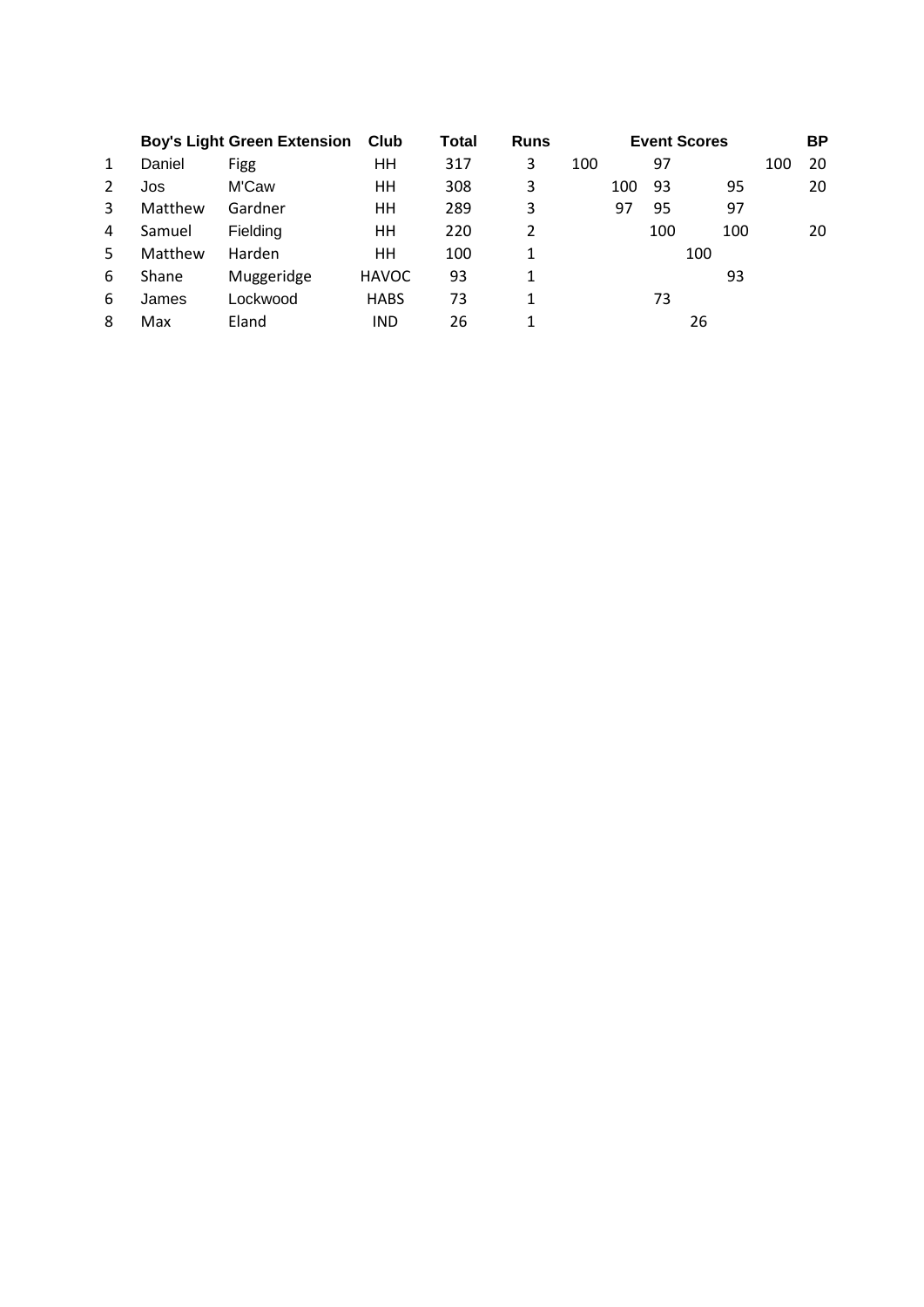| | Boy's Light Green Extension | | Club | Total | Runs | Event Scores | | | | | | BP |
|---|---|---|---|---|---|---|---|---|---|---|---|---|
| 1 | Daniel | Figg | HH | 317 | 3 | 100 | | 97 | | | 100 | 20 |
| 2 | Jos | M'Caw | HH | 308 | 3 | | 100 | 93 | | 95 | | 20 |
| 3 | Matthew | Gardner | HH | 289 | 3 | | 97 | 95 | | 97 | | |
| 4 | Samuel | Fielding | HH | 220 | 2 | | | 100 | | 100 | | 20 |
| 5 | Matthew | Harden | HH | 100 | 1 | | | | 100 | | | |
| 6 | Shane | Muggeridge | HAVOC | 93 | 1 | | | | | 93 | | |
| 6 | James | Lockwood | HABS | 73 | 1 | | | 73 | | | | |
| 8 | Max | Eland | IND | 26 | 1 | | | | 26 | | | |